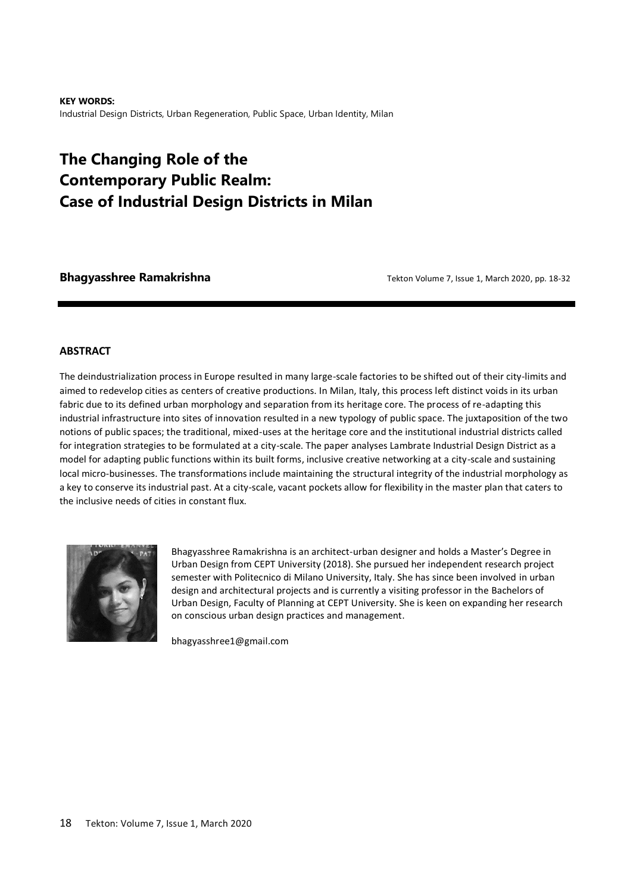**KEY WORDS:**
Industrial Design Districts, Urban Regeneration, Public Space, Urban Identity, Milan

# The Changing Role of the Contemporary Public Realm: Case of Industrial Design Districts in Milan

**Bhagyasshree Ramakrishna**

## ABSTRACT

The deindustrialization process in Europe resulted in many large-scale factories to be shifted out of their city-limits and aimed to redevelop cities as centers of creative productions. In Milan, Italy, this process left distinct voids in its urban fabric due to its defined urban morphology and separation from its heritage core. The process of re-adapting this industrial infrastructure into sites of innovation resulted in a new typology of public space. The juxtaposition of the two notions of public spaces; the traditional, mixed-uses at the heritage core and the institutional industrial districts called for integration strategies to be formulated at a city-scale. The paper analyses Lambrate Industrial Design District as a model for adapting public functions within its built forms, inclusive creative networking at a city-scale and sustaining local micro-businesses. The transformations include maintaining the structural integrity of the industrial morphology as a key to conserve its industrial past. At a city-scale, vacant pockets allow for flexibility in the master plan that caters to the inclusive needs of cities in constant flux.

Bhagyasshree Ramakrishna is an architect-urban designer and holds a Master's Degree in Urban Design from CEPT University (2018). She pursued her independent research project semester with Politecnico di Milano University, Italy. She has since been involved in urban design and architectural projects and is currently a visiting professor in the Bachelors of Urban Design, Faculty of Planning at CEPT University. She is keen on expanding her research on conscious urban design practices and management.

bhagyasshree1@gmail.com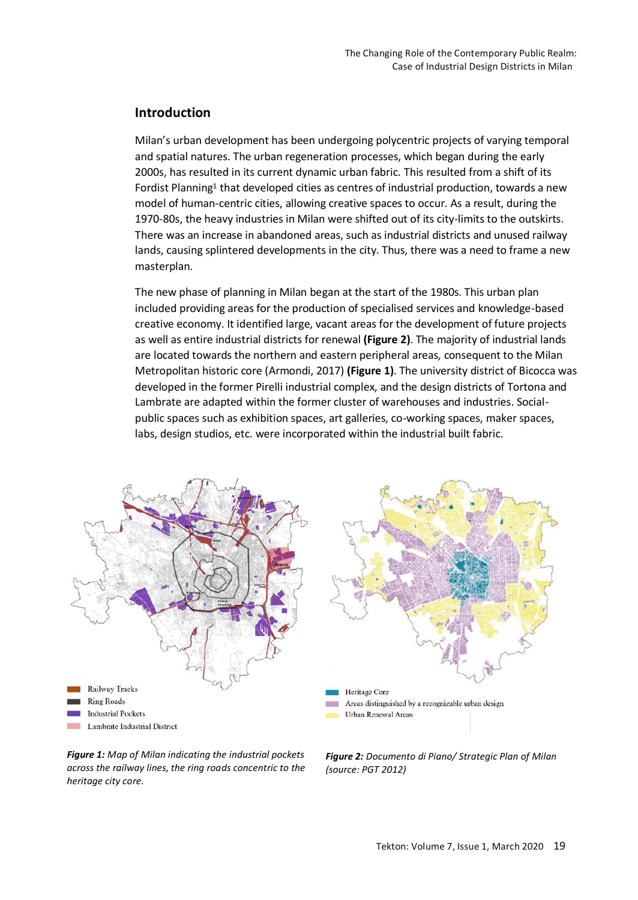## Introduction

Milan's urban development has been undergoing polycentric projects of varying temporal and spatial natures. The urban regeneration processes, which began during the early 2000s, has resulted in its current dynamic urban fabric. This resulted from a shift of its Fordist Planning[1] that developed cities as centres of industrial production, towards a new model of human-centric cities, allowing creative spaces to occur. As a result, during the 1970-80s, the heavy industries in Milan were shifted out of its city-limits to the outskirts. There was an increase in abandoned areas, such as industrial districts and unused railway lands, causing splintered developments in the city. Thus, there was a need to frame a new masterplan.

The new phase of planning in Milan began at the start of the 1980s. This urban plan included providing areas for the production of specialised services and knowledge-based creative economy. It identified large, vacant areas for the development of future projects as well as entire industrial districts for renewal **(Figure 2)**. The majority of industrial lands are located towards the northern and eastern peripheral areas, consequent to the Milan Metropolitan historic core (Armondi, 2017) **(Figure 1)**. The university district of Bicocca was developed in the former Pirelli industrial complex, and the design districts of Tortona and Lambrate are adapted within the former cluster of warehouses and industries. Social-public spaces such as exhibition spaces, art galleries, co-working spaces, maker spaces, labs, design studios, etc. were incorporated within the industrial built fabric.

Railway Tracks
Ring Roads
Industrial Pockets
Lambrate Industrial District

***Figure 1:*** *Map of Milan indicating the industrial pockets across the railway lines, the ring roads concentric to the heritage city core.*

Heritage Core
Areas distinguished by a recognizable urban design
Urban Renewal Areas

***Figure 2:*** *Documento di Piano/ Strategic Plan of Milan (source: PGT 2012)*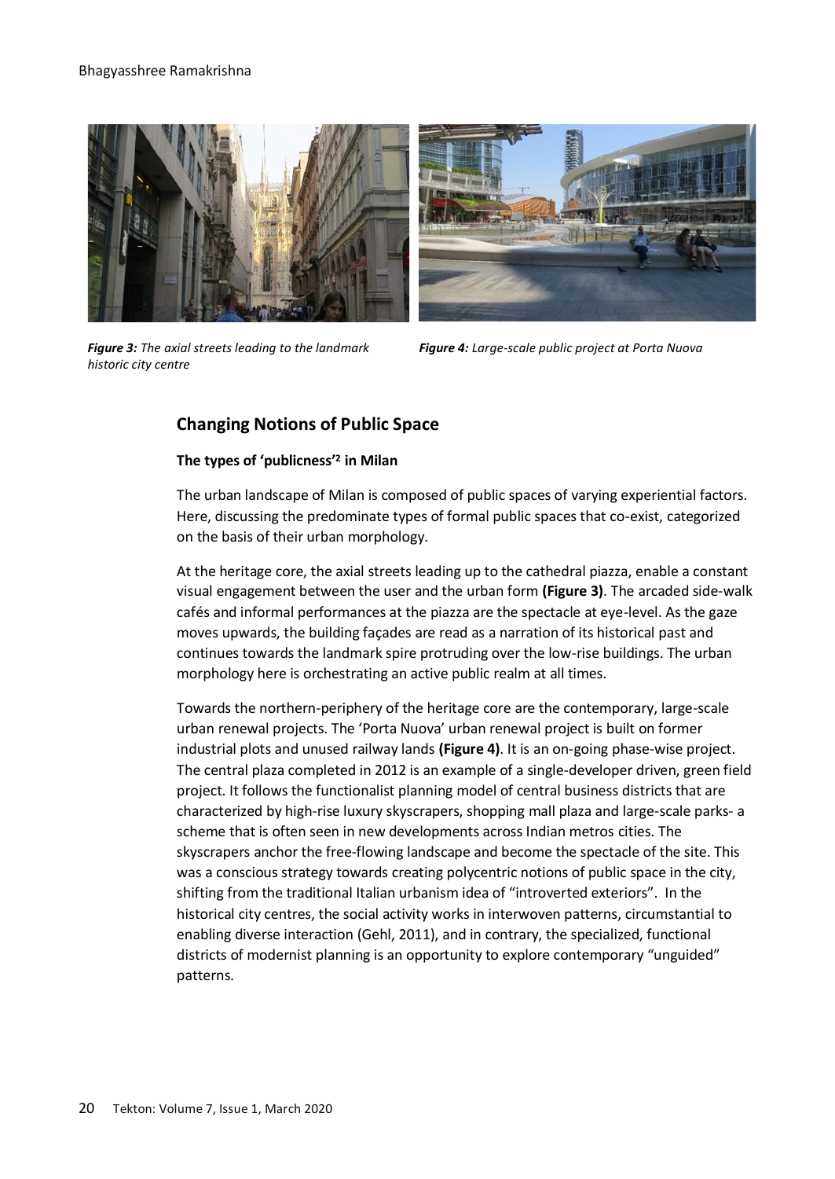*Figure 3: The axial streets leading to the landmark historic city centre*

*Figure 4: Large-scale public project at Porta Nuova*

## Changing Notions of Public Space

**The types of 'publicness'[2] in Milan**

The urban landscape of Milan is composed of public spaces of varying experiential factors. Here, discussing the predominate types of formal public spaces that co-exist, categorized on the basis of their urban morphology.

At the heritage core, the axial streets leading up to the cathedral piazza, enable a constant visual engagement between the user and the urban form **(Figure 3)**. The arcaded side-walk cafés and informal performances at the piazza are the spectacle at eye-level. As the gaze moves upwards, the building façades are read as a narration of its historical past and continues towards the landmark spire protruding over the low-rise buildings. The urban morphology here is orchestrating an active public realm at all times.

Towards the northern-periphery of the heritage core are the contemporary, large-scale urban renewal projects. The 'Porta Nuova' urban renewal project is built on former industrial plots and unused railway lands **(Figure 4)**. It is an on-going phase-wise project. The central plaza completed in 2012 is an example of a single-developer driven, green field project. It follows the functionalist planning model of central business districts that are characterized by high-rise luxury skyscrapers, shopping mall plaza and large-scale parks- a scheme that is often seen in new developments across Indian metros cities. The skyscrapers anchor the free-flowing landscape and become the spectacle of the site. This was a conscious strategy towards creating polycentric notions of public space in the city, shifting from the traditional Italian urbanism idea of "introverted exteriors". In the historical city centres, the social activity works in interwoven patterns, circumstantial to enabling diverse interaction (Gehl, 2011), and in contrary, the specialized, functional districts of modernist planning is an opportunity to explore contemporary "unguided" patterns.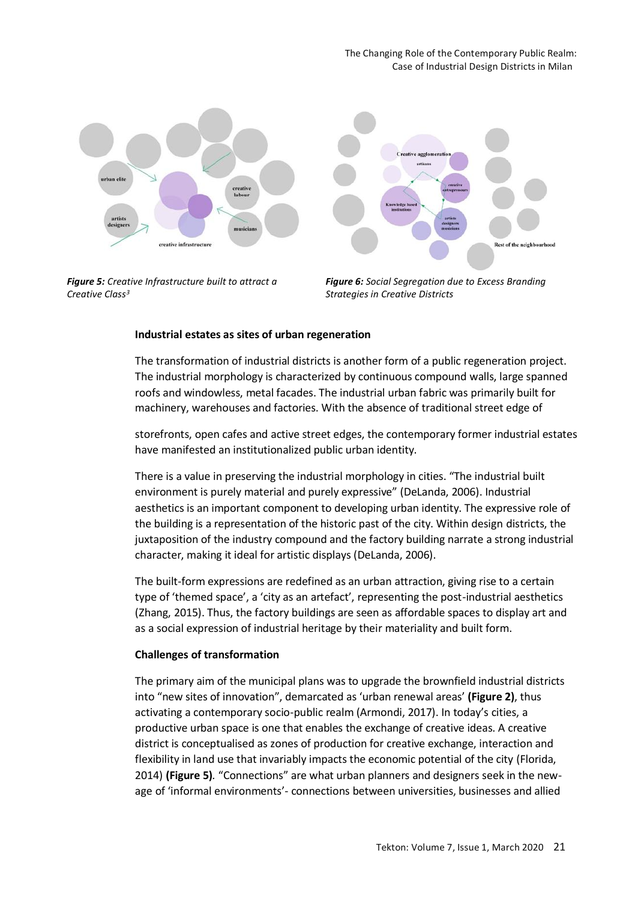*Figure 5: Creative Infrastructure built to attract a Creative Class[3]*

*Figure 6: Social Segregation due to Excess Branding Strategies in Creative Districts*

**Industrial estates as sites of urban regeneration**

The transformation of industrial districts is another form of a public regeneration project. The industrial morphology is characterized by continuous compound walls, large spanned roofs and windowless, metal facades. The industrial urban fabric was primarily built for machinery, warehouses and factories. With the absence of traditional street edge of storefronts, open cafes and active street edges, the contemporary former industrial estates have manifested an institutionalized public urban identity.

There is a value in preserving the industrial morphology in cities. "The industrial built environment is purely material and purely expressive" (DeLanda, 2006). Industrial aesthetics is an important component to developing urban identity. The expressive role of the building is a representation of the historic past of the city. Within design districts, the juxtaposition of the industry compound and the factory building narrate a strong industrial character, making it ideal for artistic displays (DeLanda, 2006).

The built-form expressions are redefined as an urban attraction, giving rise to a certain type of 'themed space', a 'city as an artefact', representing the post-industrial aesthetics (Zhang, 2015). Thus, the factory buildings are seen as affordable spaces to display art and as a social expression of industrial heritage by their materiality and built form.

**Challenges of transformation**

The primary aim of the municipal plans was to upgrade the brownfield industrial districts into "new sites of innovation", demarcated as 'urban renewal areas' **(Figure 2)**, thus activating a contemporary socio-public realm (Armondi, 2017). In today's cities, a productive urban space is one that enables the exchange of creative ideas. A creative district is conceptualised as zones of production for creative exchange, interaction and flexibility in land use that invariably impacts the economic potential of the city (Florida, 2014) **(Figure 5)**. "Connections" are what urban planners and designers seek in the new-age of 'informal environments'- connections between universities, businesses and allied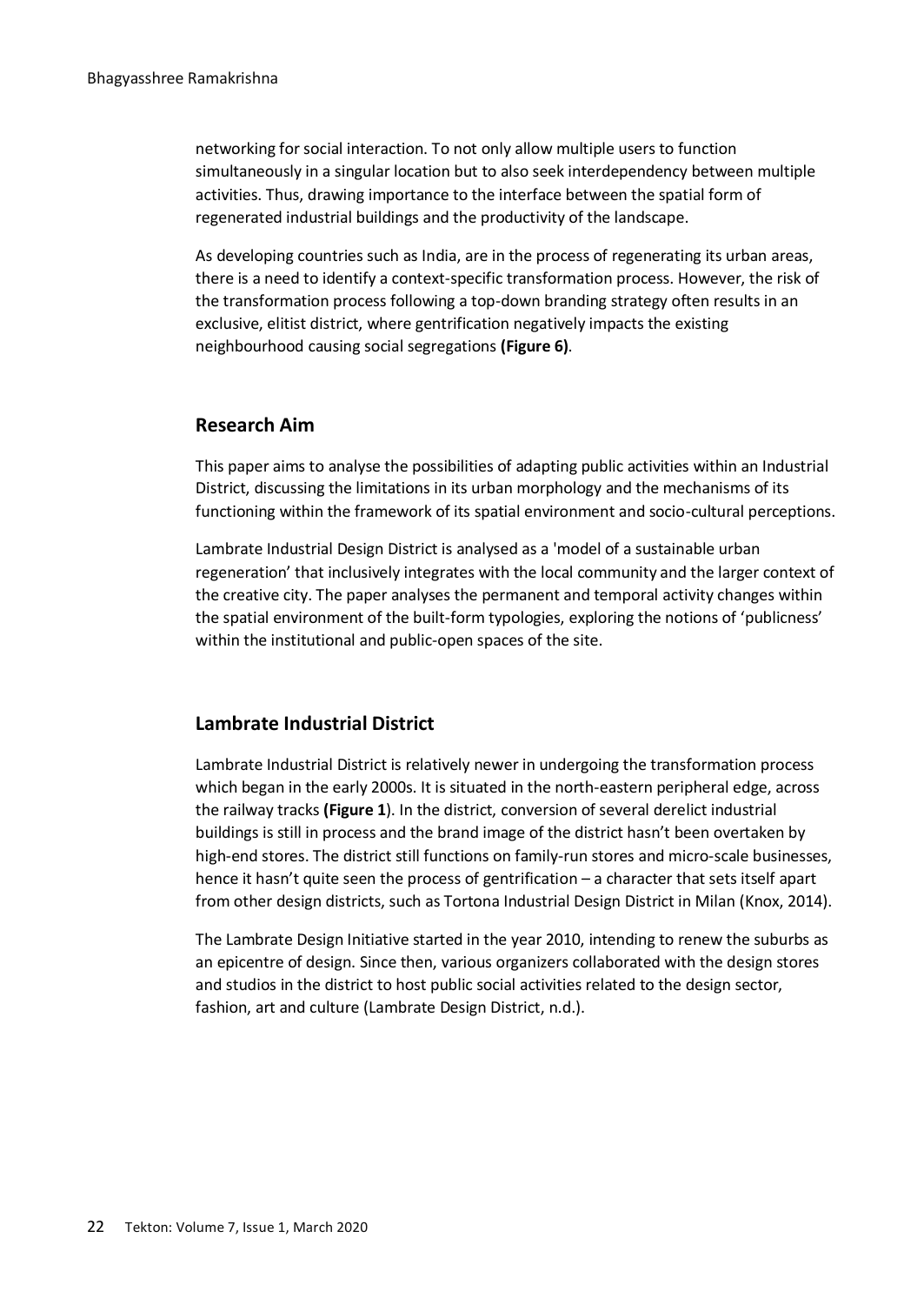networking for social interaction. To not only allow multiple users to function simultaneously in a singular location but to also seek interdependency between multiple activities. Thus, drawing importance to the interface between the spatial form of regenerated industrial buildings and the productivity of the landscape.

As developing countries such as India, are in the process of regenerating its urban areas, there is a need to identify a context-specific transformation process. However, the risk of the transformation process following a top-down branding strategy often results in an exclusive, elitist district, where gentrification negatively impacts the existing neighbourhood causing social segregations **(Figure 6)**.

## Research Aim

This paper aims to analyse the possibilities of adapting public activities within an Industrial District, discussing the limitations in its urban morphology and the mechanisms of its functioning within the framework of its spatial environment and socio-cultural perceptions.

Lambrate Industrial Design District is analysed as a 'model of a sustainable urban regeneration' that inclusively integrates with the local community and the larger context of the creative city. The paper analyses the permanent and temporal activity changes within the spatial environment of the built-form typologies, exploring the notions of 'publicness' within the institutional and public-open spaces of the site.

## Lambrate Industrial District

Lambrate Industrial District is relatively newer in undergoing the transformation process which began in the early 2000s. It is situated in the north-eastern peripheral edge, across the railway tracks **(Figure 1**). In the district, conversion of several derelict industrial buildings is still in process and the brand image of the district hasn't been overtaken by high-end stores. The district still functions on family-run stores and micro-scale businesses, hence it hasn't quite seen the process of gentrification – a character that sets itself apart from other design districts, such as Tortona Industrial Design District in Milan (Knox, 2014).

The Lambrate Design Initiative started in the year 2010, intending to renew the suburbs as an epicentre of design. Since then, various organizers collaborated with the design stores and studios in the district to host public social activities related to the design sector, fashion, art and culture (Lambrate Design District, n.d.).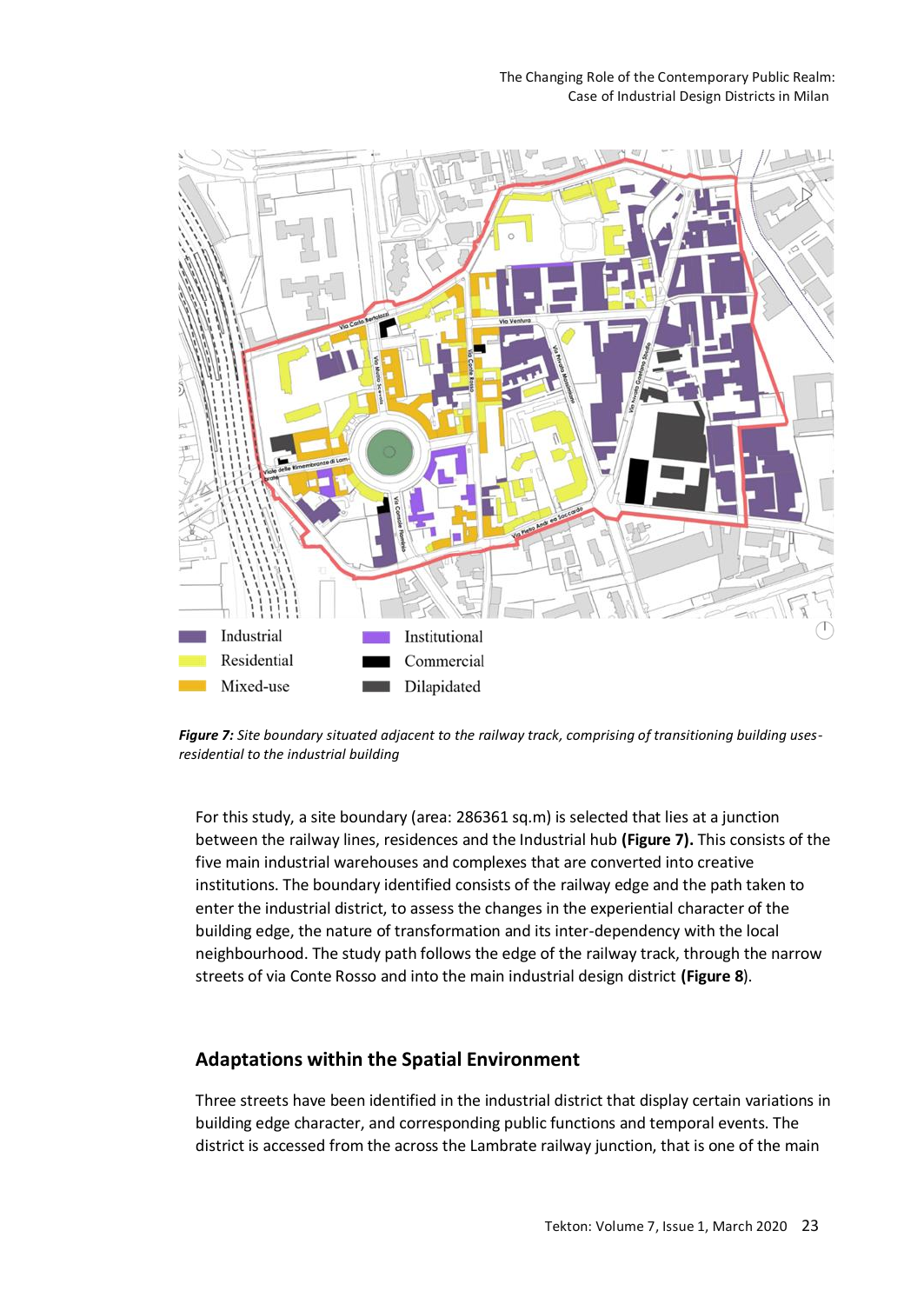*Figure 7: Site boundary situated adjacent to the railway track, comprising of transitioning building uses- residential to the industrial building*

For this study, a site boundary (area: 286361 sq.m) is selected that lies at a junction between the railway lines, residences and the Industrial hub **(Figure 7).** This consists of the five main industrial warehouses and complexes that are converted into creative institutions. The boundary identified consists of the railway edge and the path taken to enter the industrial district, to assess the changes in the experiential character of the building edge, the nature of transformation and its inter-dependency with the local neighbourhood. The study path follows the edge of the railway track, through the narrow streets of via Conte Rosso and into the main industrial design district **(Figure 8**).

## Adaptations within the Spatial Environment

Three streets have been identified in the industrial district that display certain variations in building edge character, and corresponding public functions and temporal events. The district is accessed from the across the Lambrate railway junction, that is one of the main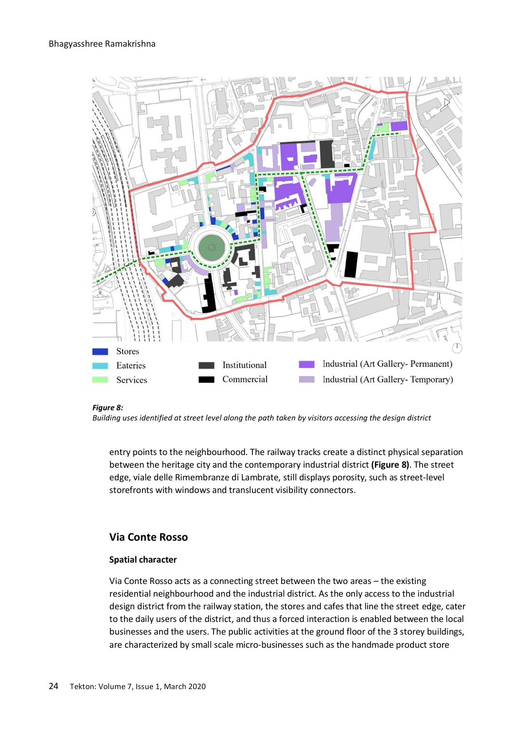Stores

Eateries

Services

Institutional

Commercial

Industrial (Art Gallery- Permanent)

Industrial (Art Gallery- Temporary)

***Figure 8:***
*Building uses identified at street level along the path taken by visitors accessing the design district*

entry points to the neighbourhood. The railway tracks create a distinct physical separation between the heritage city and the contemporary industrial district **(Figure 8)**. The street edge, viale delle Rimembranze di Lambrate, still displays porosity, such as street-level storefronts with windows and translucent visibility connectors.

## Via Conte Rosso

### Spatial character

Via Conte Rosso acts as a connecting street between the two areas – the existing residential neighbourhood and the industrial district. As the only access to the industrial design district from the railway station, the stores and cafes that line the street edge, cater to the daily users of the district, and thus a forced interaction is enabled between the local businesses and the users. The public activities at the ground floor of the 3 storey buildings, are characterized by small scale micro-businesses such as the handmade product store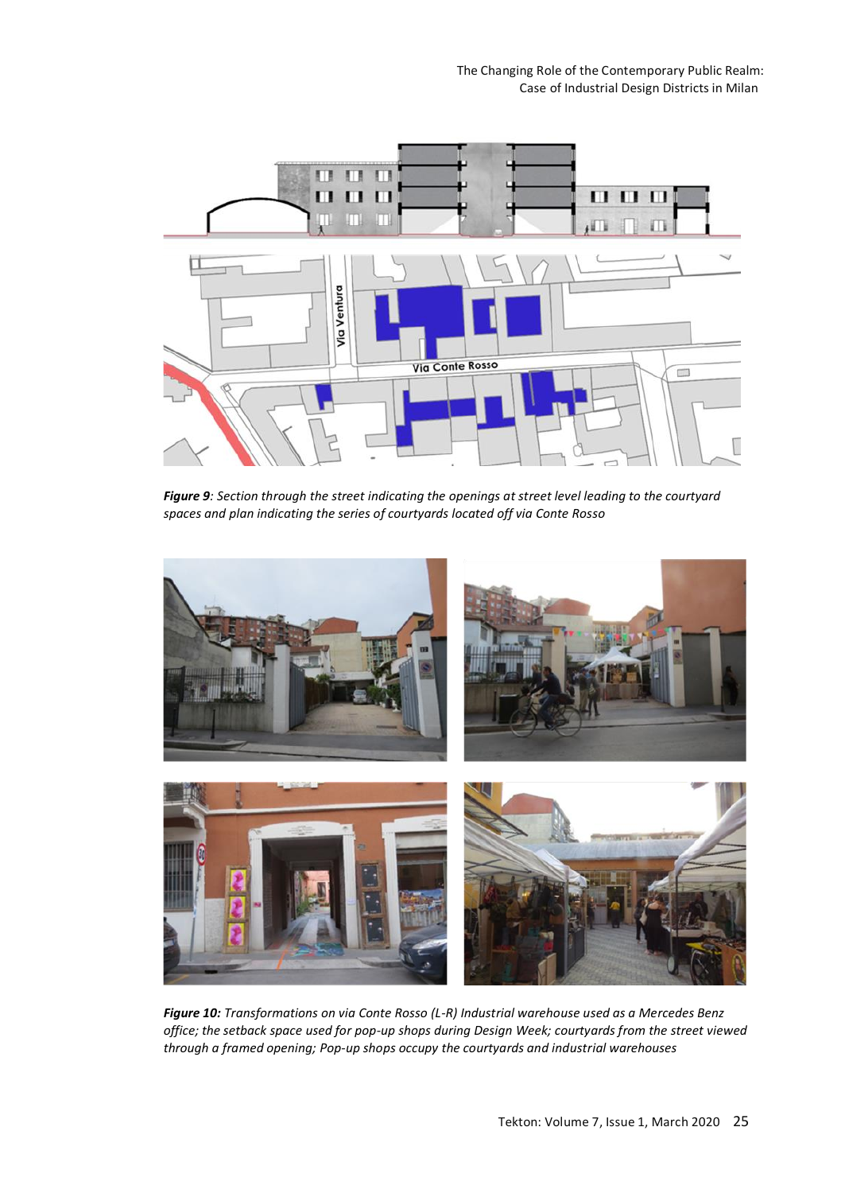***Figure 9**: Section through the street indicating the openings at street level leading to the courtyard spaces and plan indicating the series of courtyards located off via Conte Rosso*

***Figure 10:** Transformations on via Conte Rosso (L-R) Industrial warehouse used as a Mercedes Benz office; the setback space used for pop-up shops during Design Week; courtyards from the street viewed through a framed opening; Pop-up shops occupy the courtyards and industrial warehouses*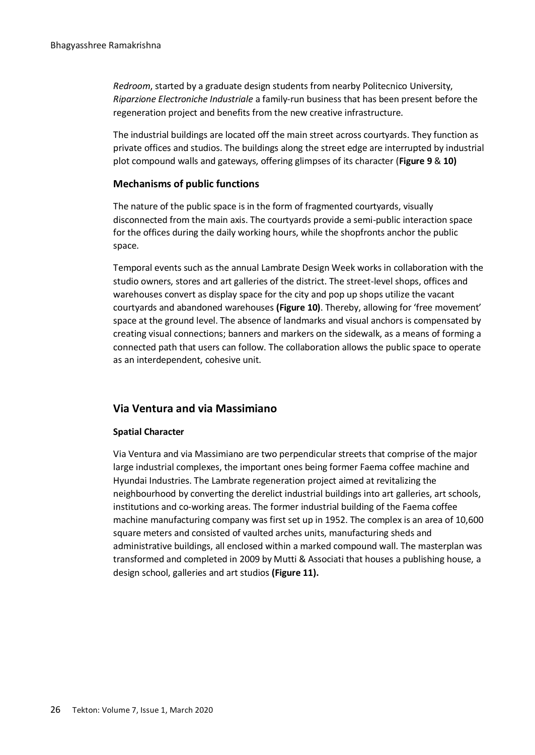*Redroom*, started by a graduate design students from nearby Politecnico University, *Riparzione Electroniche Industriale* a family-run business that has been present before the regeneration project and benefits from the new creative infrastructure.

The industrial buildings are located off the main street across courtyards. They function as private offices and studios. The buildings along the street edge are interrupted by industrial plot compound walls and gateways, offering glimpses of its character (**Figure 9** & **10)**

### Mechanisms of public functions

The nature of the public space is in the form of fragmented courtyards, visually disconnected from the main axis. The courtyards provide a semi-public interaction space for the offices during the daily working hours, while the shopfronts anchor the public space.

Temporal events such as the annual Lambrate Design Week works in collaboration with the studio owners, stores and art galleries of the district. The street-level shops, offices and warehouses convert as display space for the city and pop up shops utilize the vacant courtyards and abandoned warehouses **(Figure 10)**. Thereby, allowing for 'free movement' space at the ground level. The absence of landmarks and visual anchors is compensated by creating visual connections; banners and markers on the sidewalk, as a means of forming a connected path that users can follow. The collaboration allows the public space to operate as an interdependent, cohesive unit.

## Via Ventura and via Massimiano

#### Spatial Character

Via Ventura and via Massimiano are two perpendicular streets that comprise of the major large industrial complexes, the important ones being former Faema coffee machine and Hyundai Industries. The Lambrate regeneration project aimed at revitalizing the neighbourhood by converting the derelict industrial buildings into art galleries, art schools, institutions and co-working areas. The former industrial building of the Faema coffee machine manufacturing company was first set up in 1952. The complex is an area of 10,600 square meters and consisted of vaulted arches units, manufacturing sheds and administrative buildings, all enclosed within a marked compound wall. The masterplan was transformed and completed in 2009 by Mutti & Associati that houses a publishing house, a design school, galleries and art studios **(Figure 11).**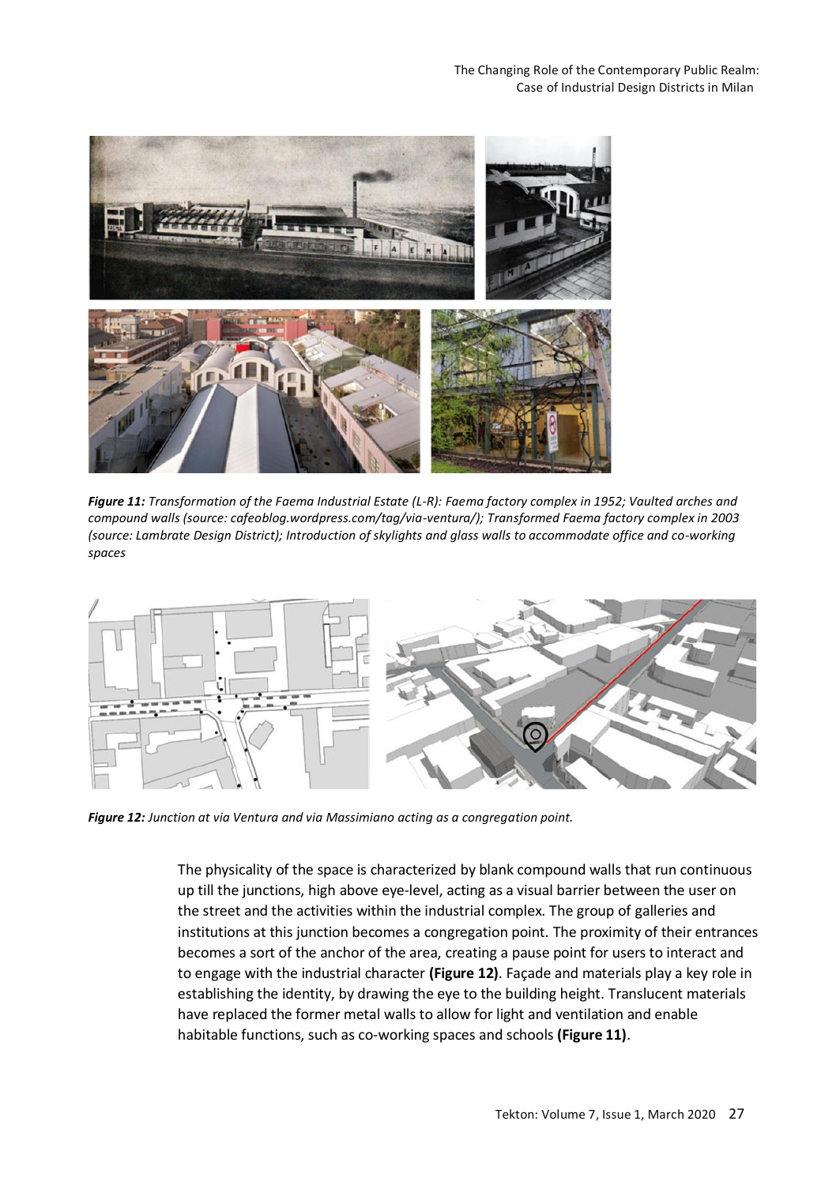*Figure 11:* *Transformation of the Faema Industrial Estate (L-R): Faema factory complex in 1952; Vaulted arches and compound walls (source: cafeoblog.wordpress.com/tag/via-ventura/); Transformed Faema factory complex in 2003 (source: Lambrate Design District); Introduction of skylights and glass walls to accommodate office and co-working spaces*

*Figure 12:* *Junction at via Ventura and via Massimiano acting as a congregation point.*

The physicality of the space is characterized by blank compound walls that run continuous up till the junctions, high above eye-level, acting as a visual barrier between the user on the street and the activities within the industrial complex. The group of galleries and institutions at this junction becomes a congregation point. The proximity of their entrances becomes a sort of the anchor of the area, creating a pause point for users to interact and to engage with the industrial character **(Figure 12)**. Façade and materials play a key role in establishing the identity, by drawing the eye to the building height. Translucent materials have replaced the former metal walls to allow for light and ventilation and enable habitable functions, such as co-working spaces and schools **(Figure 11)**.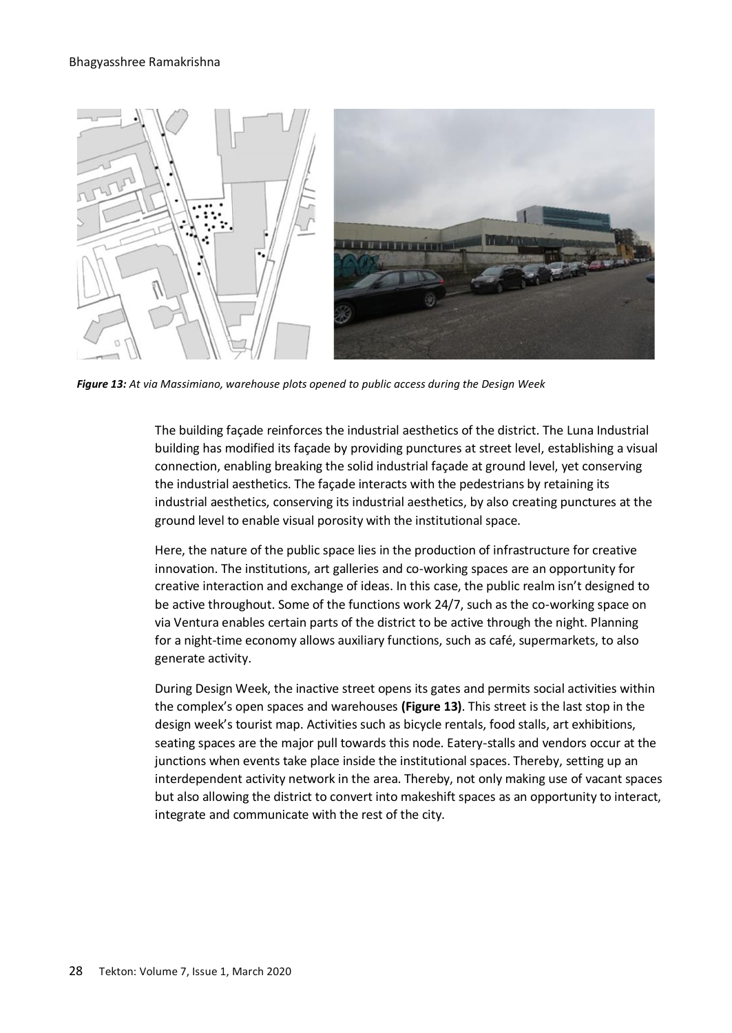*Figure 13: At via Massimiano, warehouse plots opened to public access during the Design Week*

The building façade reinforces the industrial aesthetics of the district. The Luna Industrial building has modified its façade by providing punctures at street level, establishing a visual connection, enabling breaking the solid industrial façade at ground level, yet conserving the industrial aesthetics. The façade interacts with the pedestrians by retaining its industrial aesthetics, conserving its industrial aesthetics, by also creating punctures at the ground level to enable visual porosity with the institutional space.

Here, the nature of the public space lies in the production of infrastructure for creative innovation. The institutions, art galleries and co-working spaces are an opportunity for creative interaction and exchange of ideas. In this case, the public realm isn't designed to be active throughout. Some of the functions work 24/7, such as the co-working space on via Ventura enables certain parts of the district to be active through the night. Planning for a night-time economy allows auxiliary functions, such as café, supermarkets, to also generate activity.

During Design Week, the inactive street opens its gates and permits social activities within the complex's open spaces and warehouses **(Figure 13)**. This street is the last stop in the design week's tourist map. Activities such as bicycle rentals, food stalls, art exhibitions, seating spaces are the major pull towards this node. Eatery-stalls and vendors occur at the junctions when events take place inside the institutional spaces. Thereby, setting up an interdependent activity network in the area. Thereby, not only making use of vacant spaces but also allowing the district to convert into makeshift spaces as an opportunity to interact, integrate and communicate with the rest of the city.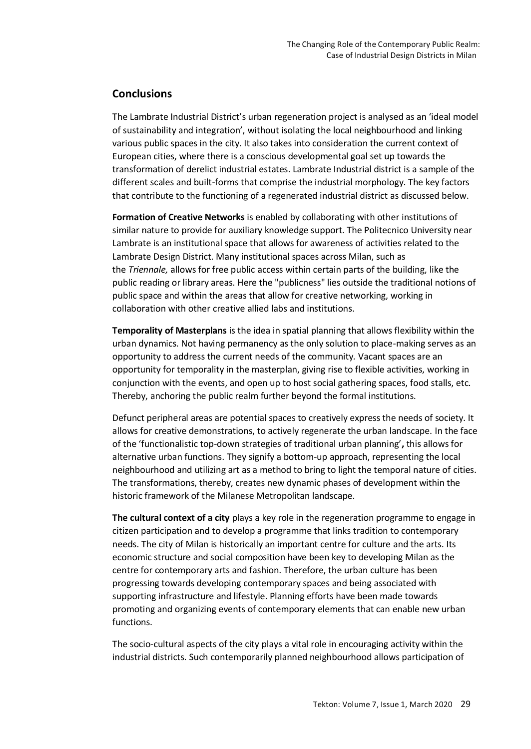## Conclusions

The Lambrate Industrial District's urban regeneration project is analysed as an 'ideal model of sustainability and integration', without isolating the local neighbourhood and linking various public spaces in the city. It also takes into consideration the current context of European cities, where there is a conscious developmental goal set up towards the transformation of derelict industrial estates. Lambrate Industrial district is a sample of the different scales and built-forms that comprise the industrial morphology. The key factors that contribute to the functioning of a regenerated industrial district as discussed below.

**Formation of Creative Networks** is enabled by collaborating with other institutions of similar nature to provide for auxiliary knowledge support. The Politecnico University near Lambrate is an institutional space that allows for awareness of activities related to the Lambrate Design District. Many institutional spaces across Milan, such as the *Triennale,* allows for free public access within certain parts of the building, like the public reading or library areas. Here the "publicness" lies outside the traditional notions of public space and within the areas that allow for creative networking, working in collaboration with other creative allied labs and institutions.

**Temporality of Masterplans** is the idea in spatial planning that allows flexibility within the urban dynamics. Not having permanency as the only solution to place-making serves as an opportunity to address the current needs of the community. Vacant spaces are an opportunity for temporality in the masterplan, giving rise to flexible activities, working in conjunction with the events, and open up to host social gathering spaces, food stalls, etc. Thereby, anchoring the public realm further beyond the formal institutions.

Defunct peripheral areas are potential spaces to creatively express the needs of society. It allows for creative demonstrations, to actively regenerate the urban landscape. In the face of the 'functionalistic top-down strategies of traditional urban planning'**,** this allows for alternative urban functions. They signify a bottom-up approach, representing the local neighbourhood and utilizing art as a method to bring to light the temporal nature of cities. The transformations, thereby, creates new dynamic phases of development within the historic framework of the Milanese Metropolitan landscape.

**The cultural context of a city** plays a key role in the regeneration programme to engage in citizen participation and to develop a programme that links tradition to contemporary needs. The city of Milan is historically an important centre for culture and the arts. Its economic structure and social composition have been key to developing Milan as the centre for contemporary arts and fashion. Therefore, the urban culture has been progressing towards developing contemporary spaces and being associated with supporting infrastructure and lifestyle. Planning efforts have been made towards promoting and organizing events of contemporary elements that can enable new urban functions.

The socio-cultural aspects of the city plays a vital role in encouraging activity within the industrial districts. Such contemporarily planned neighbourhood allows participation of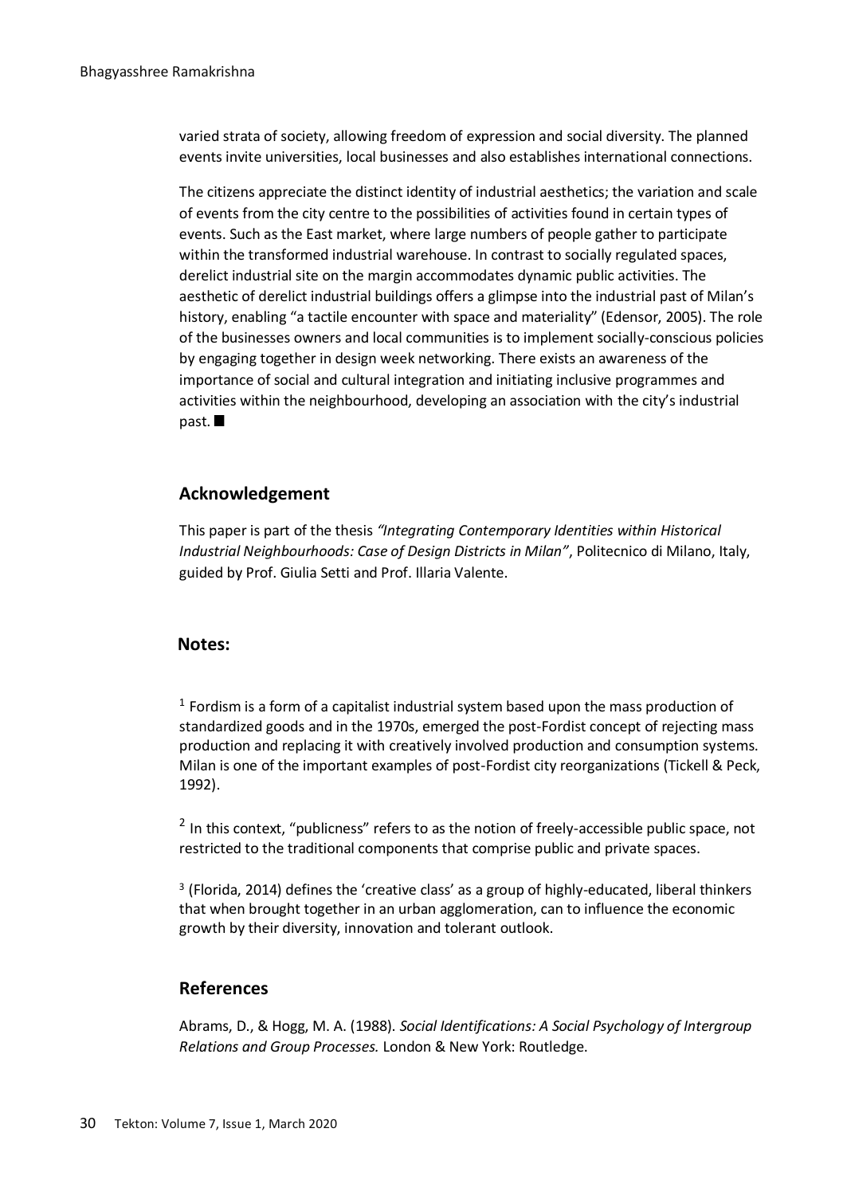varied strata of society, allowing freedom of expression and social diversity. The planned events invite universities, local businesses and also establishes international connections.

The citizens appreciate the distinct identity of industrial aesthetics; the variation and scale of events from the city centre to the possibilities of activities found in certain types of events. Such as the East market, where large numbers of people gather to participate within the transformed industrial warehouse. In contrast to socially regulated spaces, derelict industrial site on the margin accommodates dynamic public activities. The aesthetic of derelict industrial buildings offers a glimpse into the industrial past of Milan's history, enabling "a tactile encounter with space and materiality" (Edensor, 2005). The role of the businesses owners and local communities is to implement socially-conscious policies by engaging together in design week networking. There exists an awareness of the importance of social and cultural integration and initiating inclusive programmes and activities within the neighbourhood, developing an association with the city's industrial past. ■

## Acknowledgement

This paper is part of the thesis *"Integrating Contemporary Identities within Historical Industrial Neighbourhoods: Case of Design Districts in Milan"*, Politecnico di Milano, Italy, guided by Prof. Giulia Setti and Prof. Illaria Valente.

## Notes:

[1] Fordism is a form of a capitalist industrial system based upon the mass production of standardized goods and in the 1970s, emerged the post-Fordist concept of rejecting mass production and replacing it with creatively involved production and consumption systems. Milan is one of the important examples of post-Fordist city reorganizations (Tickell & Peck, 1992).

[2] In this context, "publicness" refers to as the notion of freely-accessible public space, not restricted to the traditional components that comprise public and private spaces.

[3] (Florida, 2014) defines the 'creative class' as a group of highly-educated, liberal thinkers that when brought together in an urban agglomeration, can to influence the economic growth by their diversity, innovation and tolerant outlook.

## References

Abrams, D., & Hogg, M. A. (1988). *Social Identifications: A Social Psychology of Intergroup Relations and Group Processes.* London & New York: Routledge.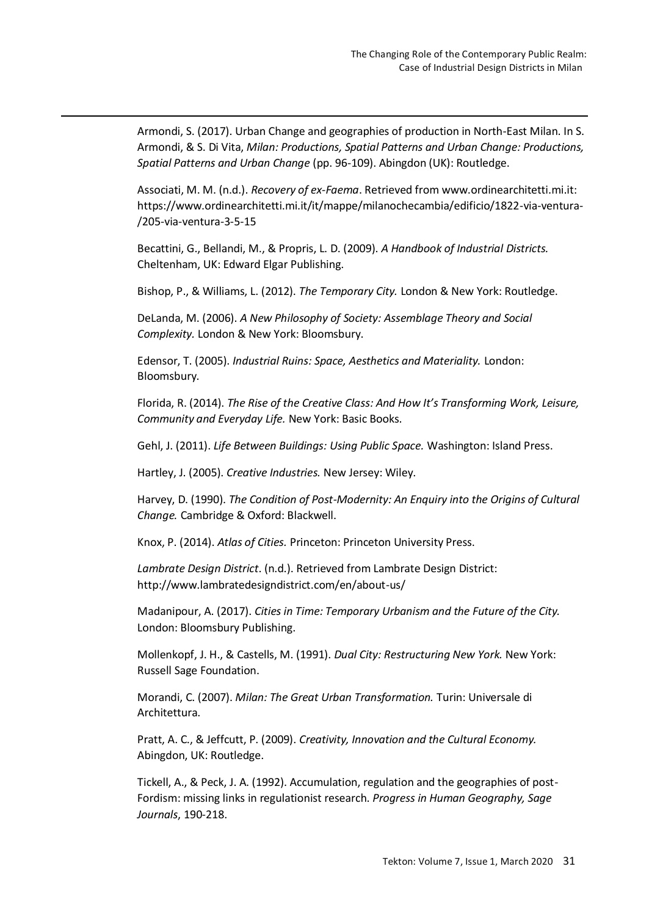Armondi, S. (2017). Urban Change and geographies of production in North-East Milan. In S. Armondi, & S. Di Vita, *Milan: Productions, Spatial Patterns and Urban Change: Productions, Spatial Patterns and Urban Change* (pp. 96-109). Abingdon (UK): Routledge.

Associati, M. M. (n.d.). *Recovery of ex-Faema*. Retrieved from www.ordinearchitetti.mi.it: https://www.ordinearchitetti.mi.it/it/mappe/milanochecambia/edificio/1822-via-ventura-/205-via-ventura-3-5-15

Becattini, G., Bellandi, M., & Propris, L. D. (2009). *A Handbook of Industrial Districts.* Cheltenham, UK: Edward Elgar Publishing.

Bishop, P., & Williams, L. (2012). *The Temporary City.* London & New York: Routledge.

DeLanda, M. (2006). *A New Philosophy of Society: Assemblage Theory and Social Complexity.* London & New York: Bloomsbury.

Edensor, T. (2005). *Industrial Ruins: Space, Aesthetics and Materiality.* London: Bloomsbury.

Florida, R. (2014). *The Rise of the Creative Class: And How It's Transforming Work, Leisure, Community and Everyday Life.* New York: Basic Books.

Gehl, J. (2011). *Life Between Buildings: Using Public Space.* Washington: Island Press.

Hartley, J. (2005). *Creative Industries.* New Jersey: Wiley.

Harvey, D. (1990). *The Condition of Post-Modernity: An Enquiry into the Origins of Cultural Change.* Cambridge & Oxford: Blackwell.

Knox, P. (2014). *Atlas of Cities.* Princeton: Princeton University Press.

*Lambrate Design District*. (n.d.). Retrieved from Lambrate Design District: http://www.lambratedesigndistrict.com/en/about-us/

Madanipour, A. (2017). *Cities in Time: Temporary Urbanism and the Future of the City.* London: Bloomsbury Publishing.

Mollenkopf, J. H., & Castells, M. (1991). *Dual City: Restructuring New York.* New York: Russell Sage Foundation.

Morandi, C. (2007). *Milan: The Great Urban Transformation.* Turin: Universale di Architettura.

Pratt, A. C., & Jeffcutt, P. (2009). *Creativity, Innovation and the Cultural Economy.* Abingdon, UK: Routledge.

Tickell, A., & Peck, J. A. (1992). Accumulation, regulation and the geographies of post-Fordism: missing links in regulationist research. *Progress in Human Geography, Sage Journals*, 190-218.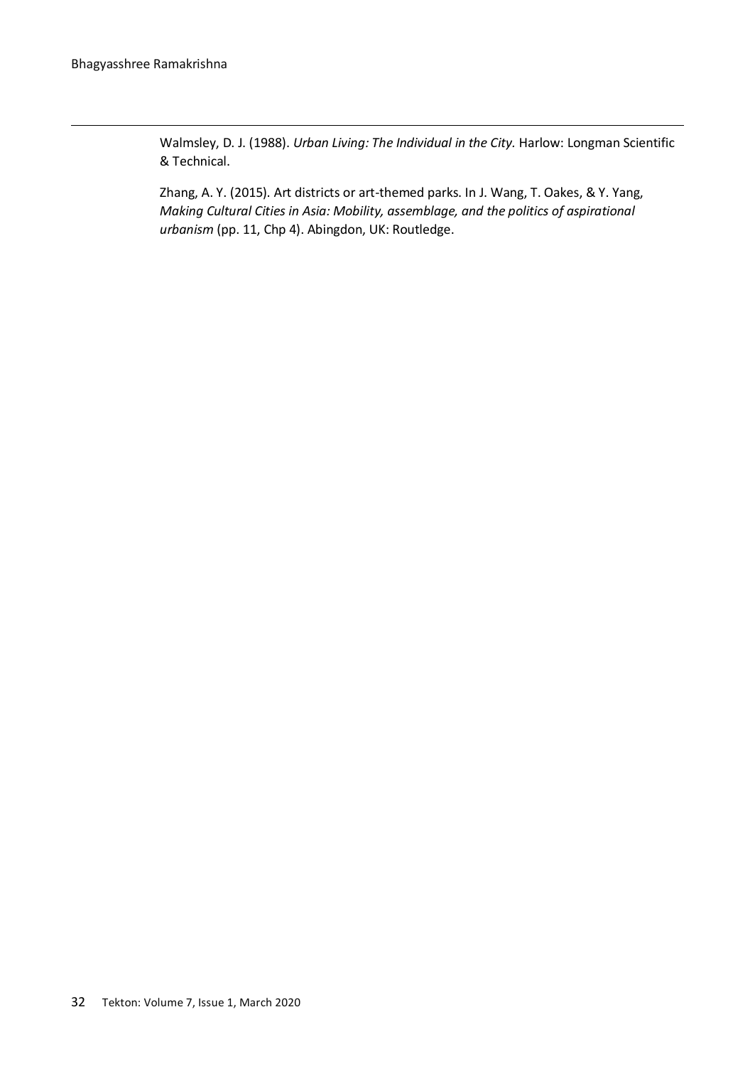Walmsley, D. J. (1988). *Urban Living: The Individual in the City.* Harlow: Longman Scientific & Technical.

Zhang, A. Y. (2015). Art districts or art-themed parks. In J. Wang, T. Oakes, & Y. Yang, *Making Cultural Cities in Asia: Mobility, assemblage, and the politics of aspirational urbanism* (pp. 11, Chp 4). Abingdon, UK: Routledge.